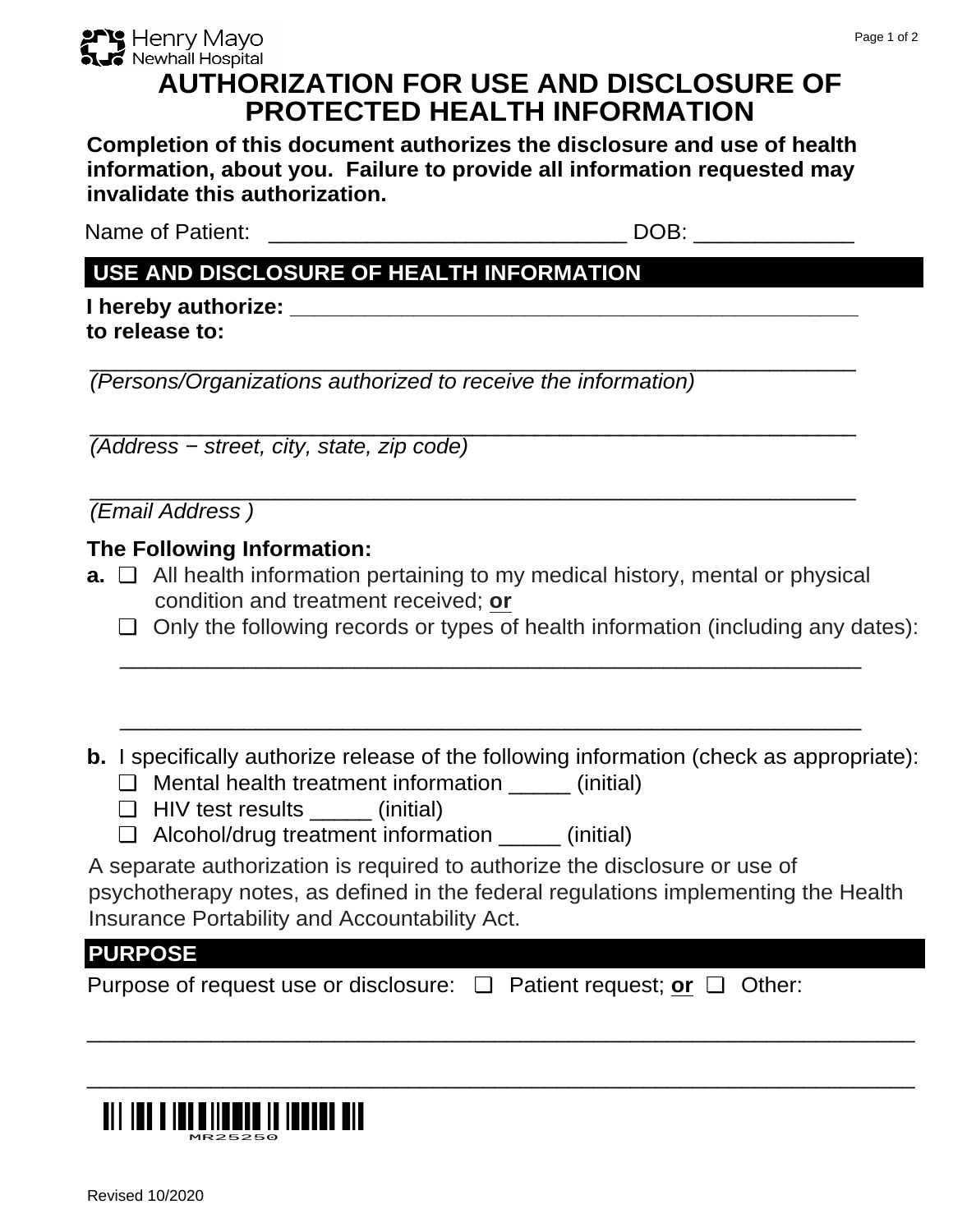Henry Mayo Newhall Hospital

# AUTHORIZATION FOR USE AND DISCLOSURE OF PROTECTED HEALTH INFORMATION

**Completion of this document authorizes the disclosure and use of health information, about you. Failure to provide all information requested may invalidate this authorization.**

Name of Patient: _____________________________ DOB: _____________

## USE AND DISCLOSURE OF HEALTH INFORMATION

**I hereby authorize:** ________________________________________________
**to release to:**

_______________________________________________________________
*(Persons/Organizations authorized to receive the information)*

_______________________________________________________________
*(Address − street, city, state, zip code)*

_______________________________________________________________
*(Email Address )*

**The Following Information:**

**a.** ❑ All health information pertaining to my medical history, mental or physical condition and treatment received; **or**

❑ Only the following records or types of health information (including any dates):

_______________________________________________________________

_______________________________________________________________

**b.** I specifically authorize release of the following information (check as appropriate):

❑ Mental health treatment information _____ (initial)
❑ HIV test results _____ (initial)
❑ Alcohol/drug treatment information _____ (initial)

A separate authorization is required to authorize the disclosure or use of psychotherapy notes, as defined in the federal regulations implementing the Health Insurance Portability and Accountability Act.

## PURPOSE

Purpose of request use or disclosure: ❑ Patient request; **or** ❑ Other:

_______________________________________________________________

_______________________________________________________________

MR25250

Revised 10/2020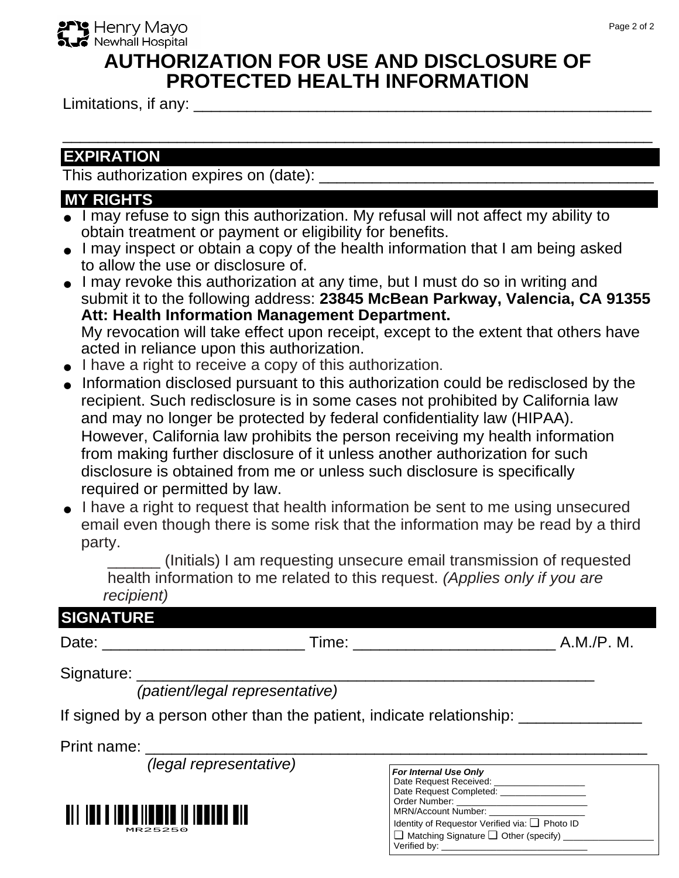Henry Mayo Newhall Hospital

# AUTHORIZATION FOR USE AND DISCLOSURE OF PROTECTED HEALTH INFORMATION

Limitations, if any: ______________________________________________________

______________________________________________________________________

## EXPIRATION

This authorization expires on (date): ______________________________________

## MY RIGHTS

- I may refuse to sign this authorization. My refusal will not affect my ability to obtain treatment or payment or eligibility for benefits.
- I may inspect or obtain a copy of the health information that I am being asked to allow the use or disclosure of.
- I may revoke this authorization at any time, but I must do so in writing and submit it to the following address: **23845 McBean Parkway, Valencia, CA 91355 Att: Health Information Management Department.** My revocation will take effect upon receipt, except to the extent that others have acted in reliance upon this authorization.
- I have a right to receive a copy of this authorization.
- Information disclosed pursuant to this authorization could be redisclosed by the recipient. Such redisclosure is in some cases not prohibited by California law and may no longer be protected by federal confidentiality law (HIPAA). However, California law prohibits the person receiving my health information from making further disclosure of it unless another authorization for such disclosure is obtained from me or unless such disclosure is specifically required or permitted by law.
- I have a right to request that health information be sent to me using unsecured email even though there is some risk that the information may be read by a third party.

  ______ (Initials) I am requesting unsecure email transmission of requested health information to me related to this request. *(Applies only if you are recipient)*

## SIGNATURE

Date: _______________________ Time: _______________________ A.M./P. M.

Signature: _____________________________________________________
*(patient/legal representative)*

If signed by a person other than the patient, indicate relationship: ______________

Print name: ___________________________________________________________
*(legal representative)*

MR25250

***For Internal Use Only***
Date Request Received: _________________
Date Request Completed: ________________
Order Number: _________________________
MRN/Account Number: ___________________
Identity of Requestor Verified via: ❑ Photo ID
❑ Matching Signature ❑ Other (specify) _________________
Verified by: ___________________________